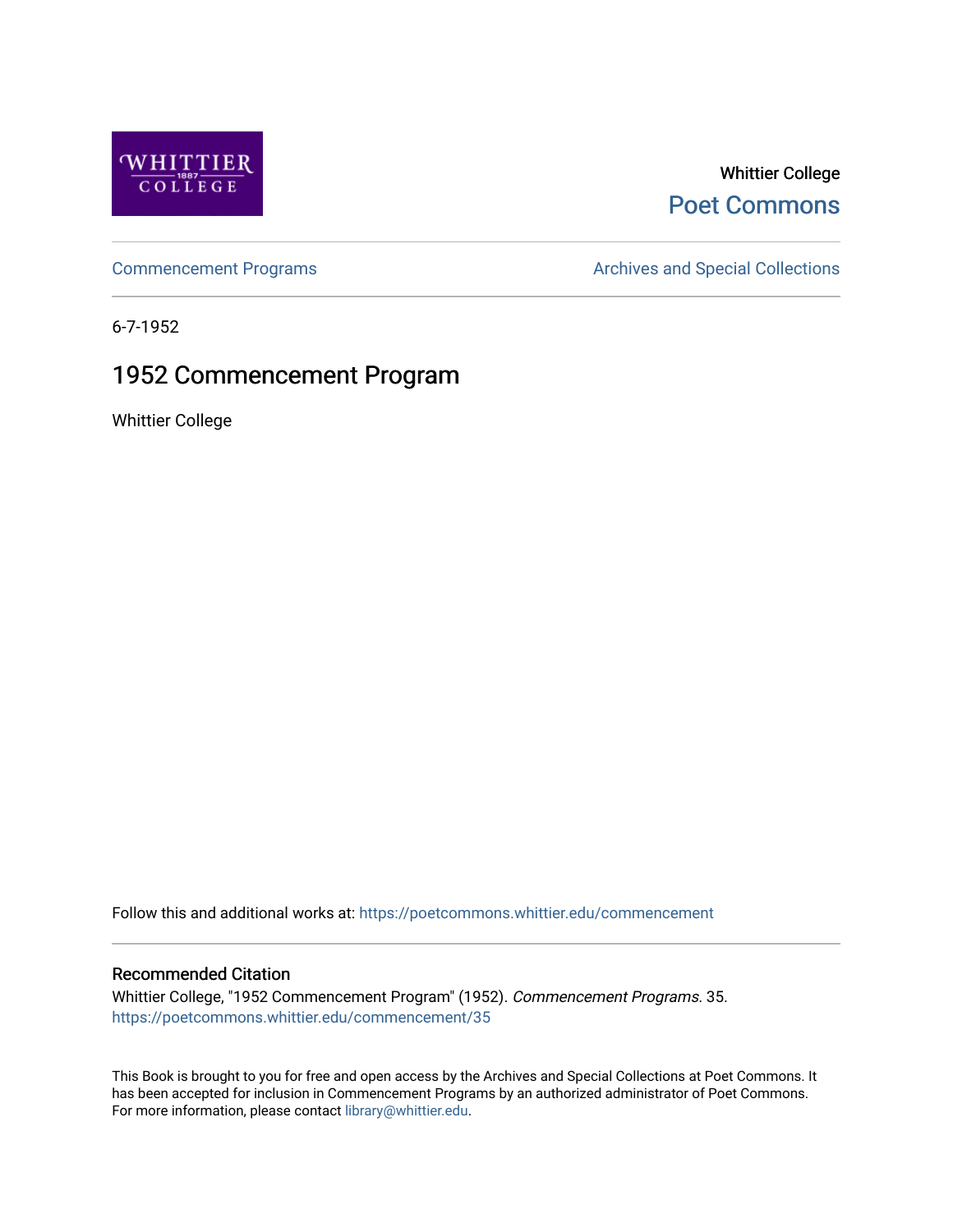WHITTIER 1887 COLLEGE

Whittier College

Poet Commons

Commencement Programs

Archives and Special Collections

6-7-1952

# 1952 Commencement Program

Whittier College

Follow this and additional works at: https://poetcommons.whittier.edu/commencement

## Recommended Citation

Whittier College, "1952 Commencement Program" (1952). *Commencement Programs*. 35.
https://poetcommons.whittier.edu/commencement/35

This Book is brought to you for free and open access by the Archives and Special Collections at Poet Commons. It has been accepted for inclusion in Commencement Programs by an authorized administrator of Poet Commons. For more information, please contact library@whittier.edu.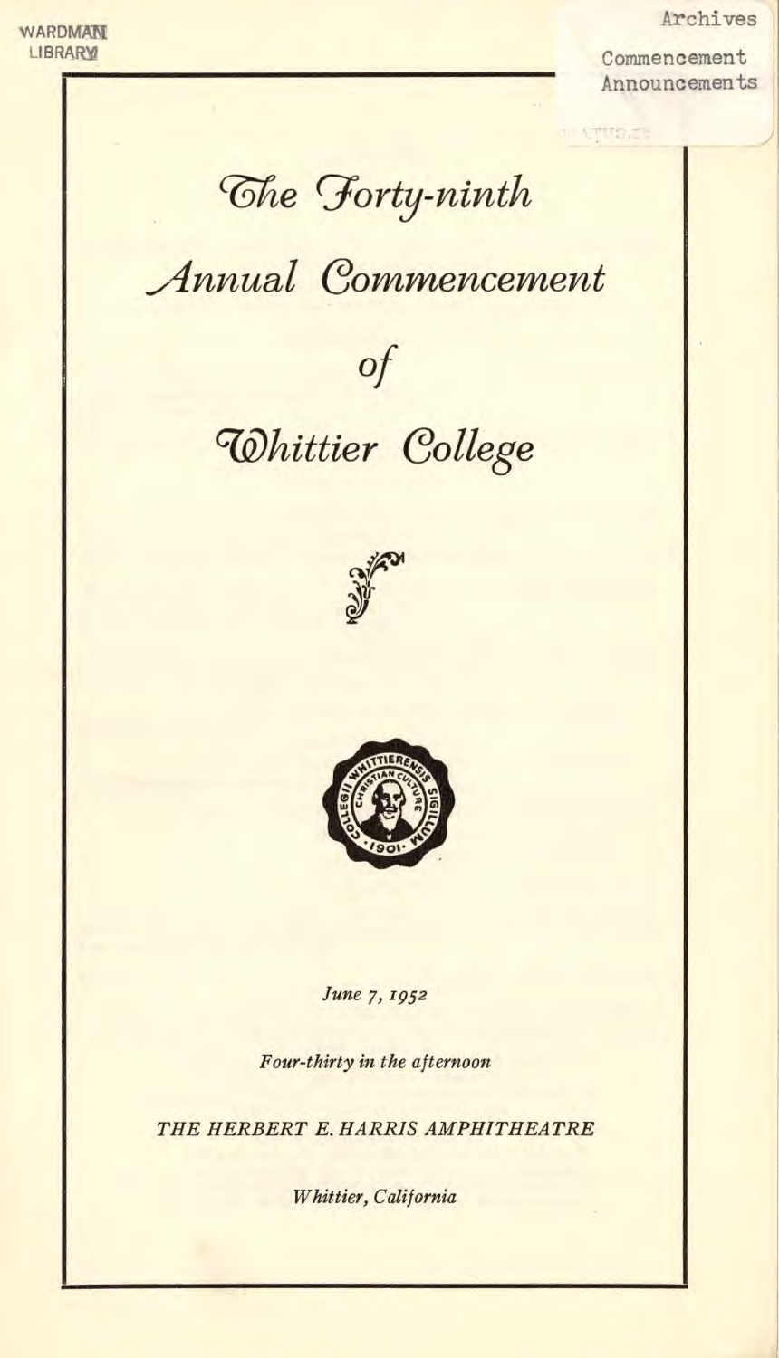WARDMAN LIBRARY

Archives

Commencement Announcements

# The Forty-ninth Annual Commencement of Whittier College

*June 7, 1952*

*Four-thirty in the afternoon*

*THE HERBERT E. HARRIS AMPHITHEATRE*

*Whittier, California*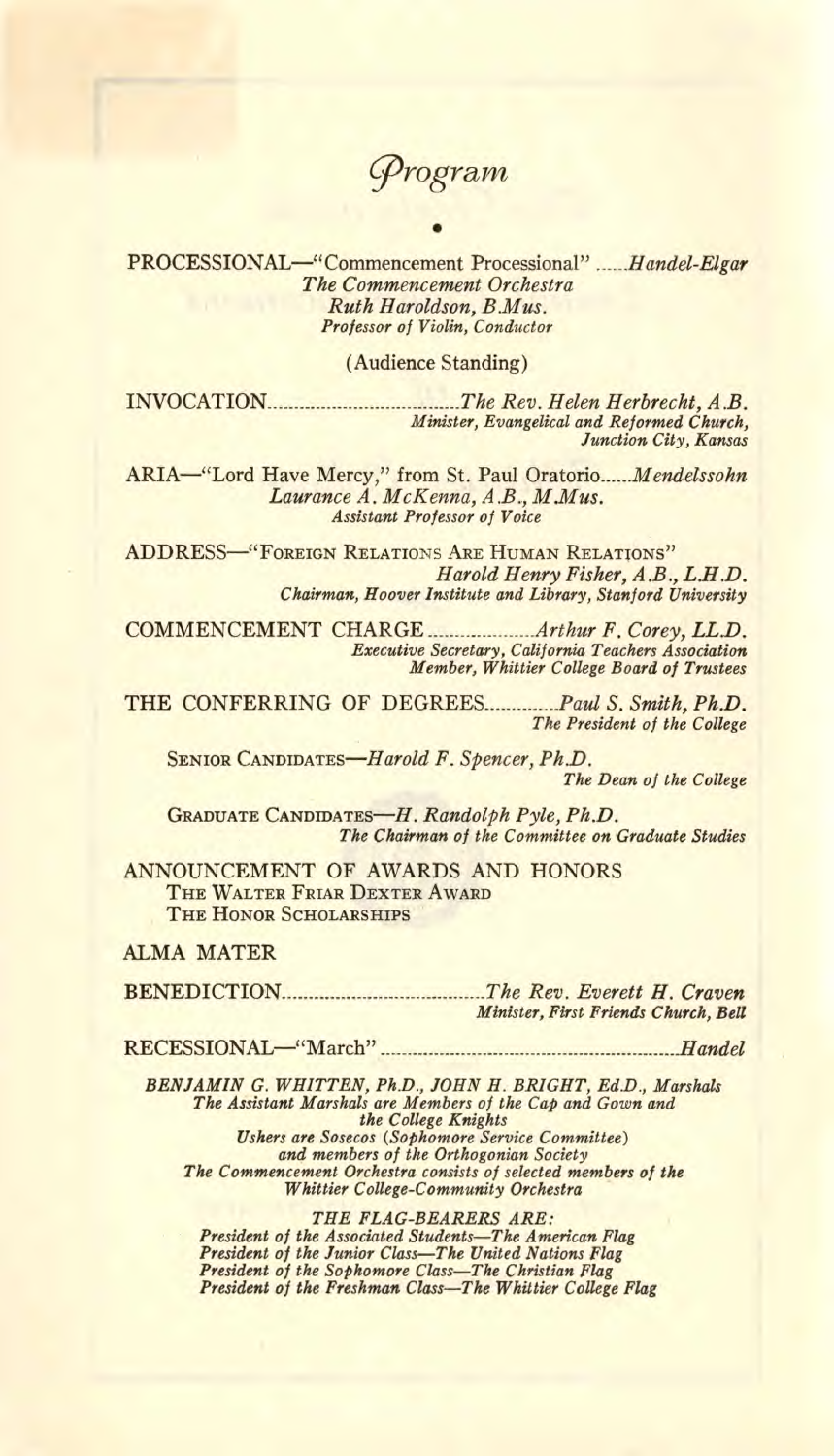# *Program*

•

PROCESSIONAL—"Commencement Processional" ...... *Handel-Elgar*
*The Commencement Orchestra*
*Ruth Haroldson, B.Mus.*
*Professor of Violin, Conductor*

(Audience Standing)

INVOCATION ........................................ *The Rev. Helen Herbrecht, A.B.*
*Minister, Evangelical and Reformed Church, Junction City, Kansas*

ARIA—"Lord Have Mercy," from St. Paul Oratorio...... *Mendelssohn*
*Laurance A. McKenna, A.B., M.Mus.*
*Assistant Professor of Voice*

ADDRESS—"FOREIGN RELATIONS ARE HUMAN RELATIONS"
*Harold Henry Fisher, A.B., L.H.D.*
*Chairman, Hoover Institute and Library, Stanford University*

COMMENCEMENT CHARGE ..................... *Arthur F. Corey, LL.D.*
*Executive Secretary, California Teachers Association*
*Member, Whittier College Board of Trustees*

THE CONFERRING OF DEGREES.............. *Paul S. Smith, Ph.D.*
*The President of the College*

SENIOR CANDIDATES—*Harold F. Spencer, Ph.D.*
*The Dean of the College*

GRADUATE CANDIDATES—*H. Randolph Pyle, Ph.D.*
*The Chairman of the Committee on Graduate Studies*

ANNOUNCEMENT OF AWARDS AND HONORS
THE WALTER FRIAR DEXTER AWARD
THE HONOR SCHOLARSHIPS

ALMA MATER

BENEDICTION........................................ *The Rev. Everett H. Craven*
*Minister, First Friends Church, Bell*

RECESSIONAL—"March" ............................................................ *Handel*

*BENJAMIN G. WHITTEN, Ph.D., JOHN H. BRIGHT, Ed.D., Marshals*
*The Assistant Marshals are Members of the Cap and Gown and the College Knights*
*Ushers are Sosecos (Sophomore Service Committee) and members of the Orthogonian Society*
*The Commencement Orchestra consists of selected members of the Whittier College-Community Orchestra*

*THE FLAG-BEARERS ARE:*
*President of the Associated Students—The American Flag*
*President of the Junior Class—The United Nations Flag*
*President of the Sophomore Class—The Christian Flag*
*President of the Freshman Class—The Whittier College Flag*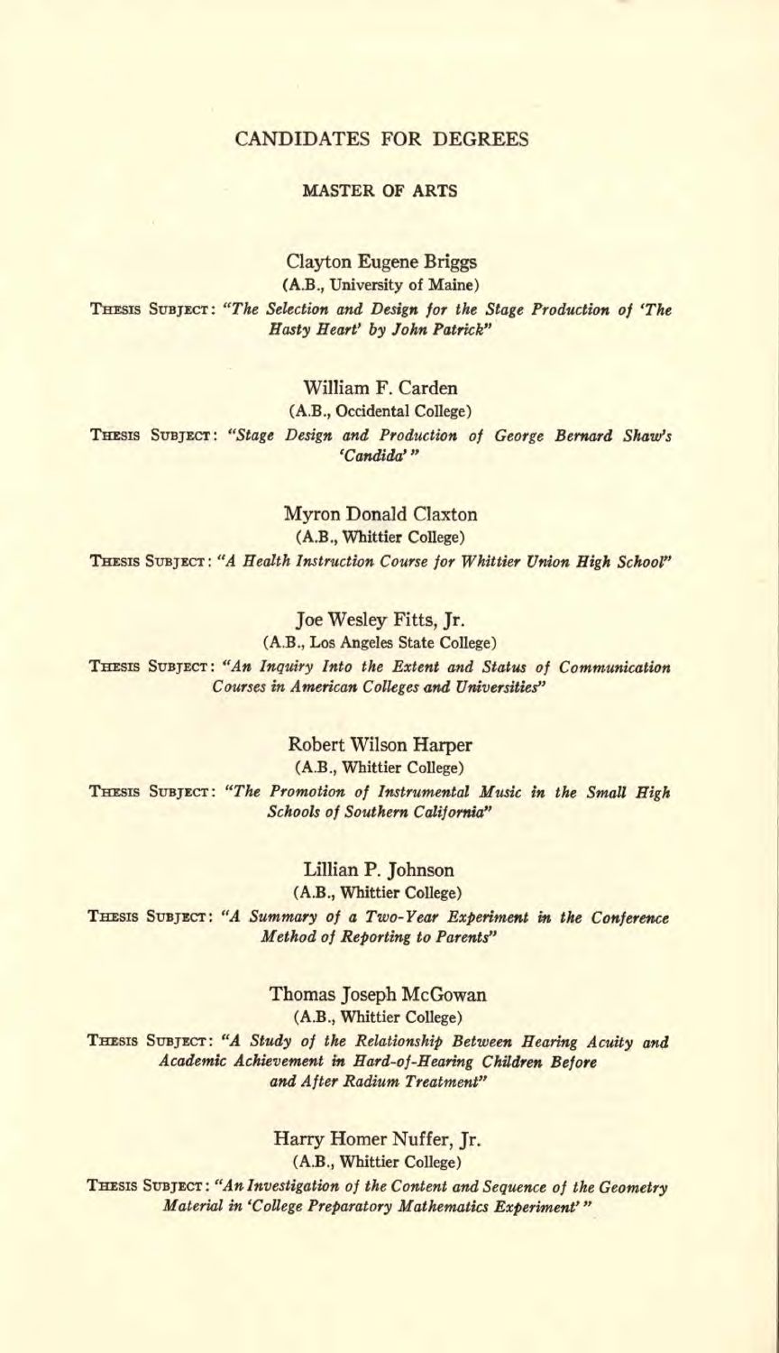## CANDIDATES FOR DEGREES

### MASTER OF ARTS

Clayton Eugene Briggs
(A.B., University of Maine)

THESIS SUBJECT: *"The Selection and Design for the Stage Production of 'The Hasty Heart' by John Patrick"*

William F. Carden
(A.B., Occidental College)

THESIS SUBJECT: *"Stage Design and Production of George Bernard Shaw's 'Candida'"*

Myron Donald Claxton
(A.B., Whittier College)

THESIS SUBJECT: *"A Health Instruction Course for Whittier Union High School"*

Joe Wesley Fitts, Jr.
(A.B., Los Angeles State College)

THESIS SUBJECT: *"An Inquiry Into the Extent and Status of Communication Courses in American Colleges and Universities"*

Robert Wilson Harper
(A.B., Whittier College)

THESIS SUBJECT: *"The Promotion of Instrumental Music in the Small High Schools of Southern California"*

Lillian P. Johnson
(A.B., Whittier College)

THESIS SUBJECT: *"A Summary of a Two-Year Experiment in the Conference Method of Reporting to Parents"*

Thomas Joseph McGowan
(A.B., Whittier College)

THESIS SUBJECT: *"A Study of the Relationship Between Hearing Acuity and Academic Achievement in Hard-of-Hearing Children Before and After Radium Treatment"*

Harry Homer Nuffer, Jr.
(A.B., Whittier College)

THESIS SUBJECT: *"An Investigation of the Content and Sequence of the Geometry Material in 'College Preparatory Mathematics Experiment'"*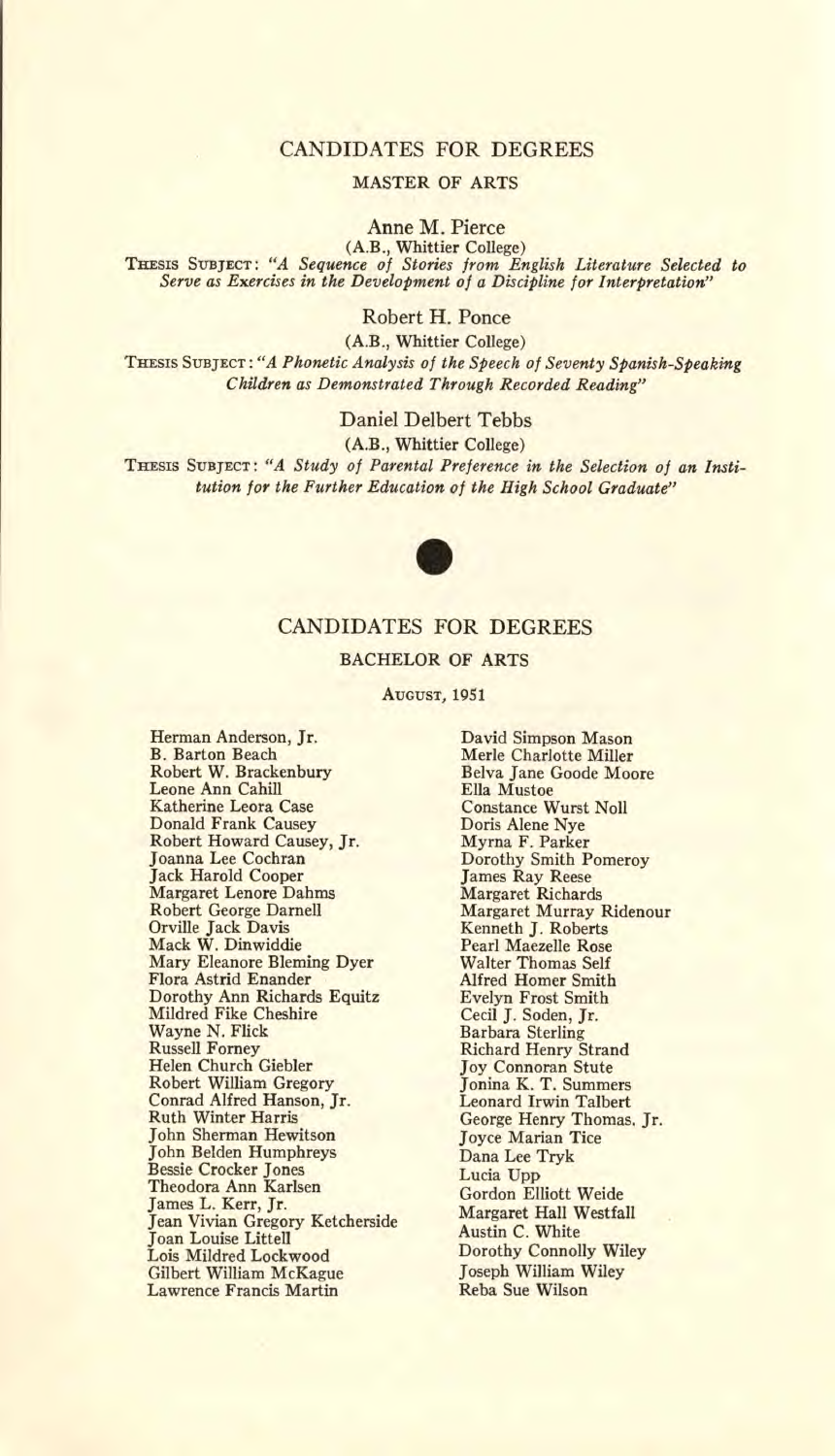## CANDIDATES FOR DEGREES

### MASTER OF ARTS

**Anne M. Pierce**
(A.B., Whittier College)
THESIS SUBJECT: *"A Sequence of Stories from English Literature Selected to Serve as Exercises in the Development of a Discipline for Interpretation"*

**Robert H. Ponce**
(A.B., Whittier College)
THESIS SUBJECT: *"A Phonetic Analysis of the Speech of Seventy Spanish-Speaking Children as Demonstrated Through Recorded Reading"*

**Daniel Delbert Tebbs**
(A.B., Whittier College)
THESIS SUBJECT: *"A Study of Parental Preference in the Selection of an Institution for the Further Education of the High School Graduate"*

## CANDIDATES FOR DEGREES

### BACHELOR OF ARTS

AUGUST, 1951

Herman Anderson, Jr.
B. Barton Beach
Robert W. Brackenbury
Leone Ann Cahill
Katherine Leora Case
Donald Frank Causey
Robert Howard Causey, Jr.
Joanna Lee Cochran
Jack Harold Cooper
Margaret Lenore Dahms
Robert George Darnell
Orville Jack Davis
Mack W. Dinwiddie
Mary Eleanore Bleming Dyer
Flora Astrid Enander
Dorothy Ann Richards Equitz
Mildred Fike Cheshire
Wayne N. Flick
Russell Forney
Helen Church Giebler
Robert William Gregory
Conrad Alfred Hanson, Jr.
Ruth Winter Harris
John Sherman Hewitson
John Belden Humphreys
Bessie Crocker Jones
Theodora Ann Karlsen
James L. Kerr, Jr.
Jean Vivian Gregory Ketcherside
Joan Louise Littell
Lois Mildred Lockwood
Gilbert William McKague
Lawrence Francis Martin
David Simpson Mason
Merle Charlotte Miller
Belva Jane Goode Moore
Ella Mustoe
Constance Wurst Noll
Doris Alene Nye
Myrna F. Parker
Dorothy Smith Pomeroy
James Ray Reese
Margaret Richards
Margaret Murray Ridenour
Kenneth J. Roberts
Pearl Maezelle Rose
Walter Thomas Self
Alfred Homer Smith
Evelyn Frost Smith
Cecil J. Soden, Jr.
Barbara Sterling
Richard Henry Strand
Joy Connoran Stute
Jonina K. T. Summers
Leonard Irwin Talbert
George Henry Thomas, Jr.
Joyce Marian Tice
Dana Lee Tryk
Lucia Upp
Gordon Elliott Weide
Margaret Hall Westfall
Austin C. White
Dorothy Connolly Wiley
Joseph William Wiley
Reba Sue Wilson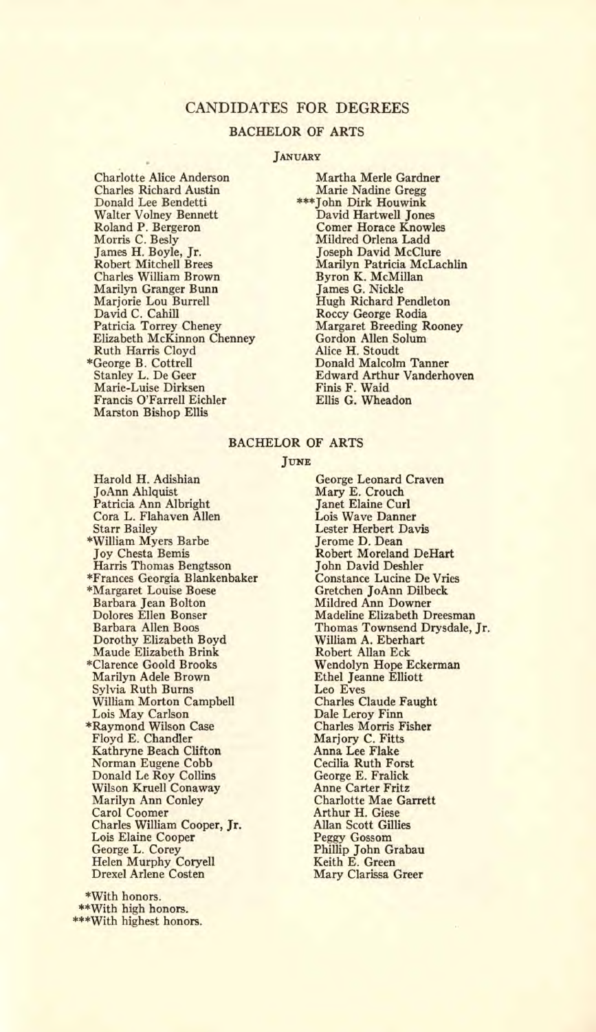# CANDIDATES FOR DEGREES

## BACHELOR OF ARTS

### JANUARY

Charlotte Alice Anderson
Charles Richard Austin
Donald Lee Bendetti
Walter Volney Bennett
Roland P. Bergeron
Morris C. Besly
James H. Boyle, Jr.
Robert Mitchell Brees
Charles William Brown
Marilyn Granger Bunn
Marjorie Lou Burrell
David C. Cahill
Patricia Torrey Cheney
Elizabeth McKinnon Chenney
Ruth Harris Cloyd
*George B. Cottrell
Stanley L. De Geer
Marie-Luise Dirksen
Francis O'Farrell Eichler
Marston Bishop Ellis
Martha Merle Gardner
Marie Nadine Gregg
***John Dirk Houwink
David Hartwell Jones
Comer Horace Knowles
Mildred Orlena Ladd
Joseph David McClure
Marilyn Patricia McLachlin
Byron K. McMillan
James G. Nickle
Hugh Richard Pendleton
Roccy George Rodia
Margaret Breeding Rooney
Gordon Allen Solum
Alice H. Stoudt
Donald Malcolm Tanner
Edward Arthur Vanderhoven
Finis F. Waid
Ellis G. Wheadon

## BACHELOR OF ARTS

### JUNE

Harold H. Adishian
JoAnn Ahlquist
Patricia Ann Albright
Cora L. Flahaven Allen
Starr Bailey
*William Myers Barbe
Joy Chesta Bemis
Harris Thomas Bengtsson
*Frances Georgia Blankenbaker
*Margaret Louise Boese
Barbara Jean Bolton
Dolores Ellen Bonser
Barbara Allen Boos
Dorothy Elizabeth Boyd
Maude Elizabeth Brink
*Clarence Goold Brooks
Marilyn Adele Brown
Sylvia Ruth Burns
William Morton Campbell
Lois May Carlson
*Raymond Wilson Case
Floyd E. Chandler
Kathryne Beach Clifton
Norman Eugene Cobb
Donald Le Roy Collins
Wilson Kruell Conaway
Marilyn Ann Conley
Carol Coomer
Charles William Cooper, Jr.
Lois Elaine Cooper
George L. Corey
Helen Murphy Coryell
Drexel Arlene Costen
George Leonard Craven
Mary E. Crouch
Janet Elaine Curl
Lois Wave Danner
Lester Herbert Davis
Jerome D. Dean
Robert Moreland DeHart
John David Deshler
Constance Lucine De Vries
Gretchen JoAnn Dilbeck
Mildred Ann Downer
Madeline Elizabeth Dreesman
Thomas Townsend Drysdale, Jr.
William A. Eberhart
Robert Allan Eck
Wendolyn Hope Eckerman
Ethel Jeanne Elliott
Leo Eves
Charles Claude Faught
Dale Leroy Finn
Charles Morris Fisher
Marjory C. Fitts
Anna Lee Flake
Cecilia Ruth Forst
George E. Fralick
Anne Carter Fritz
Charlotte Mae Garrett
Arthur H. Giese
Allan Scott Gillies
Peggy Gossom
Phillip John Grabau
Keith E. Green
Mary Clarissa Greer

*With honors.
**With high honors.
***With highest honors.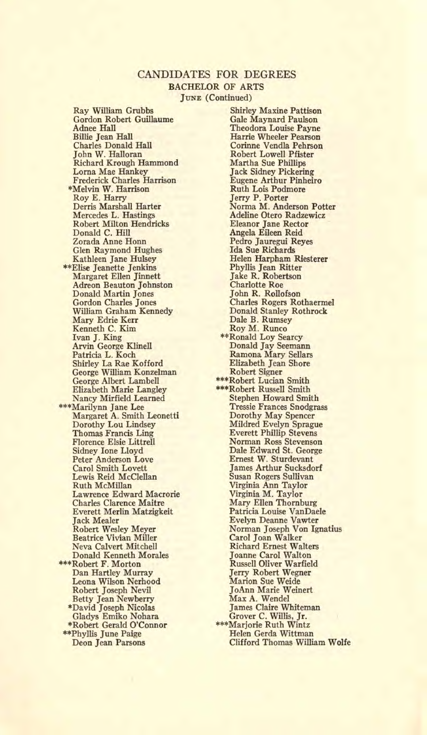# CANDIDATES FOR DEGREES

## BACHELOR OF ARTS

### JUNE (Continued)

Ray William Grubbs
Gordon Robert Guillaume
Adnee Hall
Billie Jean Hall
Charles Donald Hall
John W. Halloran
Richard Krough Hammond
Lorna Mae Hankey
Frederick Charles Harrison
*Melvin W. Harrison
Roy E. Harry
Derris Marshall Harter
Mercedes L. Hastings
Robert Milton Hendricks
Donald C. Hill
Zorada Anne Honn
Glen Raymond Hughes
Kathleen Jane Hulsey
**Elise Jeanette Jenkins
Margaret Ellen Jinnett
Adreon Beauton Johnston
Donald Martin Jones
Gordon Charles Jones
William Graham Kennedy
Mary Edrie Kerr
Kenneth C. Kim
Ivan J. King
Arvin George Klinell
Patricia L. Koch
Shirley La Rae Kofford
George William Konzelman
George Albert Lambell
Elizabeth Marie Langley
Nancy Mirfield Learned
***Marilynn Jane Lee
Margaret A. Smith Leonetti
Dorothy Lou Lindsey
Thomas Francis Ling
Florence Elsie Littrell
Sidney Ione Lloyd
Peter Anderson Love
Carol Smith Lovett
Lewis Reid McClellan
Ruth McMillan
Lawrence Edward Macrorie
Charles Clarence Maitre
Everett Merlin Matzigkeit
Jack Mealer
Robert Wesley Meyer
Beatrice Vivian Miller
Neva Calvert Mitchell
Donald Kenneth Morales
***Robert F. Morton
Dan Hartley Murray
Leona Wilson Nerhood
Robert Joseph Nevil
Betty Jean Newberry
*David Joseph Nicolas
Gladys Emiko Nohara
*Robert Gerald O'Connor
**Phyllis June Paige
Deon Jean Parsons
Shirley Maxine Pattison
Gale Maynard Paulson
Theodora Louise Payne
Harrie Wheeler Pearson
Corinne Vendla Pehrson
Robert Lowell Pfister
Martha Sue Phillips
Jack Sidney Pickering
Eugene Arthur Pinheiro
Ruth Lois Podmore
Jerry P. Porter
Norma M. Anderson Potter
Adeline Otero Radzewicz
Eleanor Jane Rector
Angela Eileen Reid
Pedro Jauregui Reyes
Ida Sue Richards
Helen Harpham Riesterer
Phyllis Jean Ritter
Jake R. Robertson
Charlotte Roe
John R. Rollofson
Charles Rogers Rothaermel
Donald Stanley Rothrock
Dale B. Rumsey
Roy M. Runco
**Ronald Loy Searcy
Donald Jay Seemann
Ramona Mary Sellars
Elizabeth Jean Shore
Robert Signer
***Robert Lucian Smith
***Robert Russell Smith
Stephen Howard Smith
Tressie Frances Snodgrass
Dorothy May Spencer
Mildred Evelyn Sprague
Everett Phillip Stevens
Norman Ross Stevenson
Dale Edward St. George
Ernest W. Sturdevant
James Arthur Sucksdorf
Susan Rogers Sullivan
Virginia Ann Taylor
Virginia M. Taylor
Mary Ellen Thornburg
Patricia Louise VanDaele
Evelyn Deanne Vawter
Norman Joseph Von Ignatius
Carol Joan Walker
Richard Ernest Walters
Joanne Carol Walton
Russell Oliver Warfield
Jerry Robert Wegner
Marion Sue Weide
JoAnn Marie Weinert
Max A. Wendel
James Claire Whiteman
Grover C. Willis, Jr.
***Marjorie Ruth Wintz
Helen Gerda Wittman
Clifford Thomas William Wolfe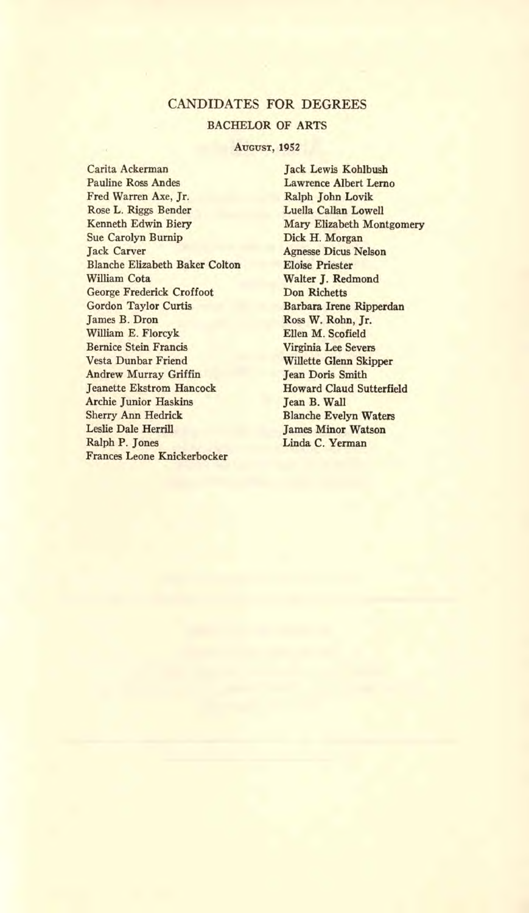# CANDIDATES FOR DEGREES

## BACHELOR OF ARTS

### AUGUST, 1952

Carita Ackerman
Pauline Ross Andes
Fred Warren Axe, Jr.
Rose L. Riggs Bender
Kenneth Edwin Biery
Sue Carolyn Burnip
Jack Carver
Blanche Elizabeth Baker Colton
William Cota
George Frederick Croffoot
Gordon Taylor Curtis
James B. Dron
William E. Florcyk
Bernice Stein Francis
Vesta Dunbar Friend
Andrew Murray Griffin
Jeanette Ekstrom Hancock
Archie Junior Haskins
Sherry Ann Hedrick
Leslie Dale Herrill
Ralph P. Jones
Frances Leone Knickerbocker
Jack Lewis Kohlbush
Lawrence Albert Lerno
Ralph John Lovik
Luella Callan Lowell
Mary Elizabeth Montgomery
Dick H. Morgan
Agnesse Dicus Nelson
Eloise Priester
Walter J. Redmond
Don Richetts
Barbara Irene Ripperdan
Ross W. Rohn, Jr.
Ellen M. Scofield
Virginia Lee Severs
Willette Glenn Skipper
Jean Doris Smith
Howard Claud Sutterfield
Jean B. Wall
Blanche Evelyn Waters
James Minor Watson
Linda C. Yerman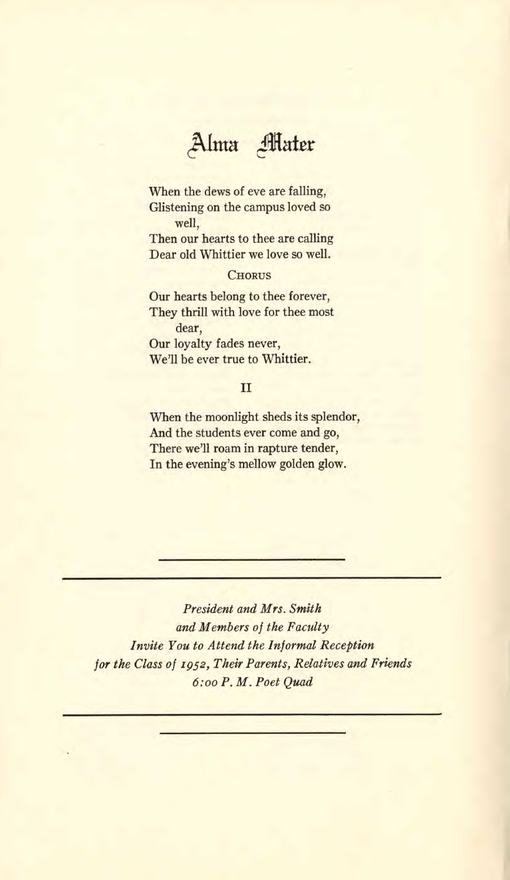# Alma Mater

When the dews of eve are falling,
Glistening on the campus loved so well,
Then our hearts to thee are calling
Dear old Whittier we love so well.

CHORUS

Our hearts belong to thee forever,
They thrill with love for thee most dear,
Our loyalty fades never,
We'll be ever true to Whittier.

II

When the moonlight sheds its splendor,
And the students ever come and go,
There we'll roam in rapture tender,
In the evening's mellow golden glow.

---

*President and Mrs. Smith*
*and Members of the Faculty*
*Invite You to Attend the Informal Reception*
*for the Class of 1952, Their Parents, Relatives and Friends*
*6:00 P. M. Poet Quad*

---